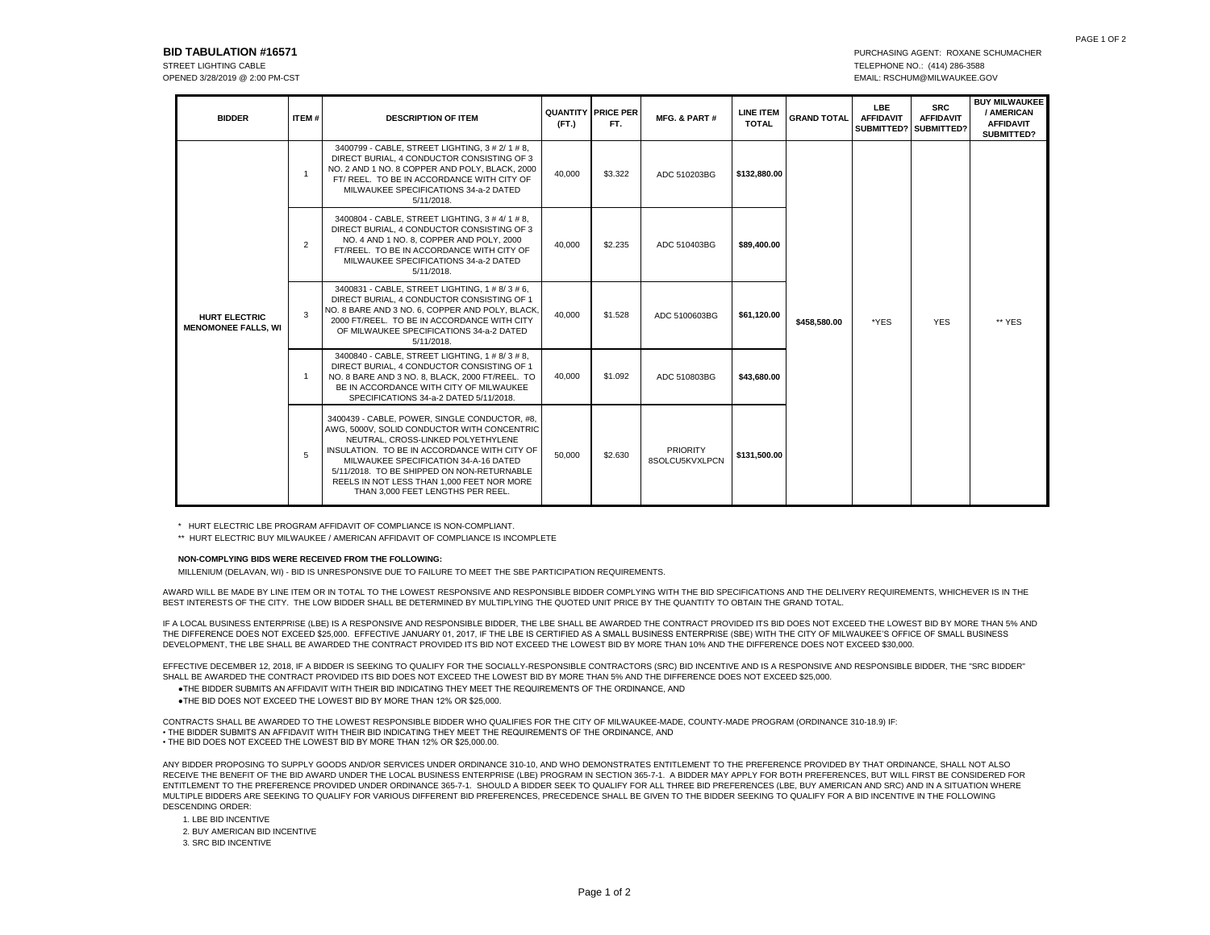**BID TABULATION #16571**

STREET LIGHTING CABLE

OPENED 3/28/2019 @ 2:00 PM-CST

PURCHASING AGENT: ROXANE SCHUMACHER

TELEPHONE NO.: (414) 286-3588

EMAIL: RSCHUM@MILWAUKEE.GOV

| BIDDER | ITEM # | DESCRIPTION OF ITEM | QUANTITY (FT.) | PRICE PER FT. | MFG. & PART # | LINE ITEM TOTAL | GRAND TOTAL | LBE AFFIDAVIT SUBMITTED? | SRC AFFIDAVIT SUBMITTED? | BUY MILWAUKEE / AMERICAN AFFIDAVIT SUBMITTED? |
|---|---|---|---|---|---|---|---|---|---|---|
| HURT ELECTRIC MENOMONEE FALLS, WI | 1 | 3400799 - CABLE, STREET LIGHTING, 3 # 2/ 1 # 8, DIRECT BURIAL, 4 CONDUCTOR CONSISTING OF 3 NO. 2 AND 1 NO. 8 COPPER AND POLY, BLACK, 2000 FT/ REEL. TO BE IN ACCORDANCE WITH CITY OF MILWAUKEE SPECIFICATIONS 34-a-2 DATED 5/11/2018. | 40,000 | $3.322 | ADC 510203BG | $132,880.00 | $458,580.00 | *YES | YES | ** YES |
| | 2 | 3400804 - CABLE, STREET LIGHTING, 3 # 4/ 1 # 8, DIRECT BURIAL, 4 CONDUCTOR CONSISTING OF 3 NO. 4 AND 1 NO. 8, COPPER AND POLY, 2000 FT/REEL. TO BE IN ACCORDANCE WITH CITY OF MILWAUKEE SPECIFICATIONS 34-a-2 DATED 5/11/2018. | 40,000 | $2.235 | ADC 510403BG | $89,400.00 | | | | |
| | 3 | 3400831 - CABLE, STREET LIGHTING, 1 # 8/ 3 # 6, DIRECT BURIAL, 4 CONDUCTOR CONSISTING OF 1 NO. 8 BARE AND 3 NO. 6, COPPER AND POLY, BLACK, 2000 FT/REEL. TO BE IN ACCORDANCE WITH CITY OF MILWAUKEE SPECIFICATIONS 34-a-2 DATED 5/11/2018. | 40,000 | $1.528 | ADC 5100603BG | $61,120.00 | | | | |
| | 1 | 3400840 - CABLE, STREET LIGHTING, 1 # 8/ 3 # 8, DIRECT BURIAL, 4 CONDUCTOR CONSISTING OF 1 NO. 8 BARE AND 3 NO. 8, BLACK, 2000 FT/REEL. TO BE IN ACCORDANCE WITH CITY OF MILWAUKEE SPECIFICATIONS 34-a-2 DATED 5/11/2018. | 40,000 | $1.092 | ADC 510803BG | $43,680.00 | | | | |
| | 5 | 3400439 - CABLE, POWER, SINGLE CONDUCTOR, #8, AWG, 5000V, SOLID CONDUCTOR WITH CONCENTRIC NEUTRAL, CROSS-LINKED POLYETHYLENE INSULATION. TO BE IN ACCORDANCE WITH CITY OF MILWAUKEE SPECIFICATION 34-A-16 DATED 5/11/2018. TO BE SHIPPED ON NON-RETURNABLE REELS IN NOT LESS THAN 1,000 FEET NOR MORE THAN 3,000 FEET LENGTHS PER REEL. | 50,000 | $2.630 | PRIORITY 8SOLCU5KVXLPCN | $131,500.00 | | | | |

\* HURT ELECTRIC LBE PROGRAM AFFIDAVIT OF COMPLIANCE IS NON-COMPLIANT.

\** HURT ELECTRIC BUY MILWAUKEE / AMERICAN AFFIDAVIT OF COMPLIANCE IS INCOMPLETE

**NON-COMPLYING BIDS WERE RECEIVED FROM THE FOLLOWING:**

MILLENIUM (DELAVAN, WI) - BID IS UNRESPONSIVE DUE TO FAILURE TO MEET THE SBE PARTICIPATION REQUIREMENTS.

AWARD WILL BE MADE BY LINE ITEM OR IN TOTAL TO THE LOWEST RESPONSIVE AND RESPONSIBLE BIDDER COMPLYING WITH THE BID SPECIFICATIONS AND THE DELIVERY REQUIREMENTS, WHICHEVER IS IN THE BEST INTERESTS OF THE CITY. THE LOW BIDDER SHALL BE DETERMINED BY MULTIPLYING THE QUOTED UNIT PRICE BY THE QUANTITY TO OBTAIN THE GRAND TOTAL.

IF A LOCAL BUSINESS ENTERPRISE (LBE) IS A RESPONSIVE AND RESPONSIBLE BIDDER, THE LBE SHALL BE AWARDED THE CONTRACT PROVIDED ITS BID DOES NOT EXCEED THE LOWEST BID BY MORE THAN 5% AND THE DIFFERENCE DOES NOT EXCEED $25,000. EFFECTIVE JANUARY 01, 2017, IF THE LBE IS CERTIFIED AS A SMALL BUSINESS ENTERPRISE (SBE) WITH THE CITY OF MILWAUKEE'S OFFICE OF SMALL BUSINESS DEVELOPMENT, THE LBE SHALL BE AWARDED THE CONTRACT PROVIDED ITS BID NOT EXCEED THE LOWEST BID BY MORE THAN 10% AND THE DIFFERENCE DOES NOT EXCEED $30,000.

EFFECTIVE DECEMBER 12, 2018, IF A BIDDER IS SEEKING TO QUALIFY FOR THE SOCIALLY-RESPONSIBLE CONTRACTORS (SRC) BID INCENTIVE AND IS A RESPONSIVE AND RESPONSIBLE BIDDER, THE "SRC BIDDER" SHALL BE AWARDED THE CONTRACT PROVIDED ITS BID DOES NOT EXCEED THE LOWEST BID BY MORE THAN 5% AND THE DIFFERENCE DOES NOT EXCEED $25,000.

- THE BIDDER SUBMITS AN AFFIDAVIT WITH THEIR BID INDICATING THEY MEET THE REQUIREMENTS OF THE ORDINANCE, AND
- THE BID DOES NOT EXCEED THE LOWEST BID BY MORE THAN 12% OR $25,000.

CONTRACTS SHALL BE AWARDED TO THE LOWEST RESPONSIBLE BIDDER WHO QUALIFIES FOR THE CITY OF MILWAUKEE-MADE, COUNTY-MADE PROGRAM (ORDINANCE 310-18.9) IF:

- THE BIDDER SUBMITS AN AFFIDAVIT WITH THEIR BID INDICATING THEY MEET THE REQUIREMENTS OF THE ORDINANCE, AND
- THE BID DOES NOT EXCEED THE LOWEST BID BY MORE THAN 12% OR $25,000.00.

ANY BIDDER PROPOSING TO SUPPLY GOODS AND/OR SERVICES UNDER ORDINANCE 310-10, AND WHO DEMONSTRATES ENTITLEMENT TO THE PREFERENCE PROVIDED BY THAT ORDINANCE, SHALL NOT ALSO RECEIVE THE BENEFIT OF THE BID AWARD UNDER THE LOCAL BUSINESS ENTERPRISE (LBE) PROGRAM IN SECTION 365-7-1. A BIDDER MAY APPLY FOR BOTH PREFERENCES, BUT WILL FIRST BE CONSIDERED FOR ENTITLEMENT TO THE PREFERENCE PROVIDED UNDER ORDINANCE 365-7-1. SHOULD A BIDDER SEEK TO QUALIFY FOR ALL THREE BID PREFERENCES (LBE, BUY AMERICAN AND SRC) AND IN A SITUATION WHERE MULTIPLE BIDDERS ARE SEEKING TO QUALIFY FOR VARIOUS DIFFERENT BID PREFERENCES, PRECEDENCE SHALL BE GIVEN TO THE BIDDER SEEKING TO QUALIFY FOR A BID INCENTIVE IN THE FOLLOWING DESCENDING ORDER:

1. LBE BID INCENTIVE
2. BUY AMERICAN BID INCENTIVE
3. SRC BID INCENTIVE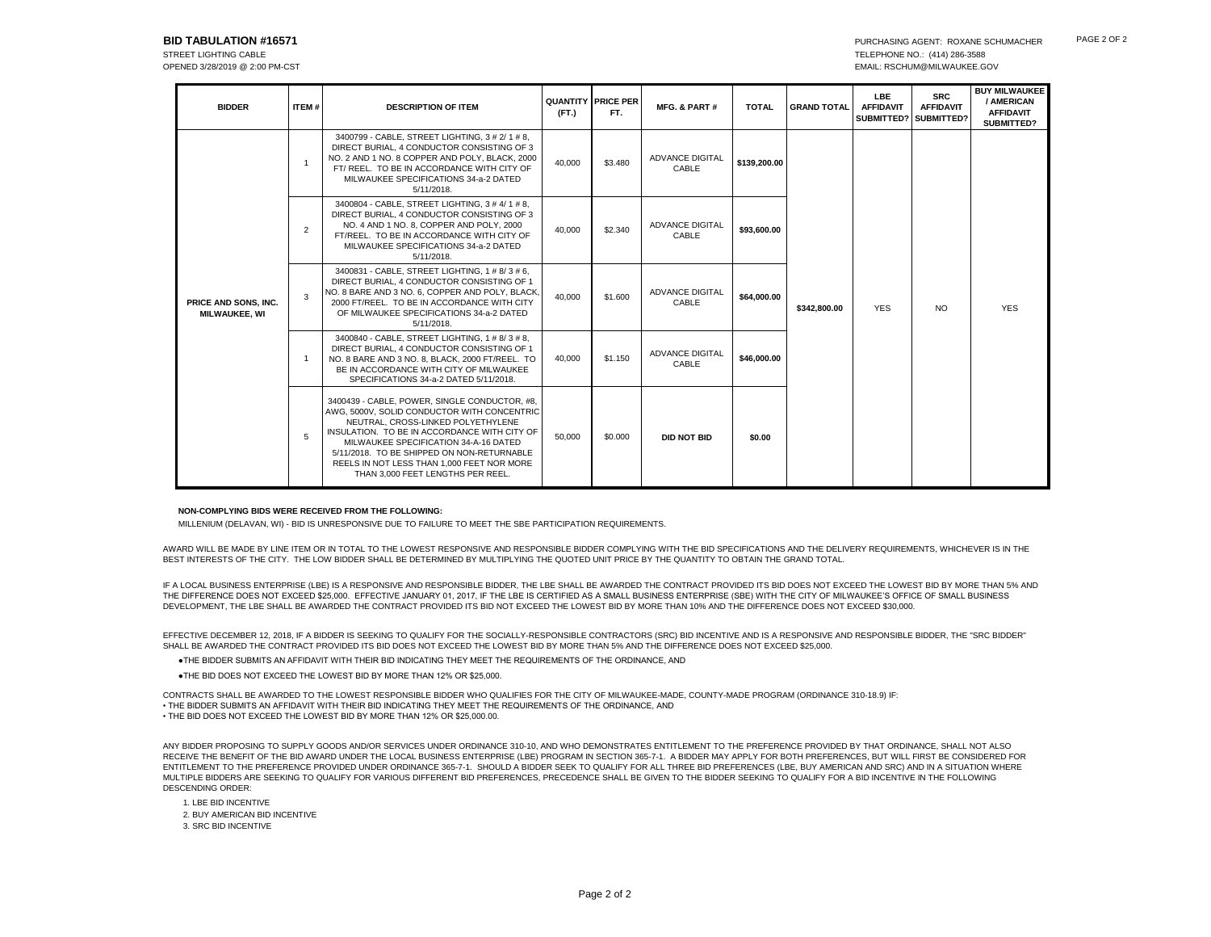**BID TABULATION #16571**
STREET LIGHTING CABLE
OPENED 3/28/2019 @ 2:00 PM-CST

PURCHASING AGENT: ROXANE SCHUMACHER
TELEPHONE NO.: (414) 286-3588
EMAIL: RSCHUM@MILWAUKEE.GOV

| BIDDER | ITEM # | DESCRIPTION OF ITEM | QUANTITY (FT.) | PRICE PER FT. | MFG. & PART # | TOTAL | GRAND TOTAL | LBE AFFIDAVIT SUBMITTED? | SRC AFFIDAVIT SUBMITTED? | BUY MILWAUKEE / AMERICAN AFFIDAVIT SUBMITTED? |
|---|---|---|---|---|---|---|---|---|---|---|
| PRICE AND SONS, INC. MILWAUKEE, WI | 1 | 3400799 - CABLE, STREET LIGHTING, 3 # 2/ 1 # 8, DIRECT BURIAL, 4 CONDUCTOR CONSISTING OF 3 NO. 2 AND 1 NO. 8 COPPER AND POLY, BLACK, 2000 FT/ REEL. TO BE IN ACCORDANCE WITH CITY OF MILWAUKEE SPECIFICATIONS 34-a-2 DATED 5/11/2018. | 40,000 | $3.480 | ADVANCE DIGITAL CABLE | $139,200.00 | $342,800.00 | YES | NO | YES |
| | 2 | 3400804 - CABLE, STREET LIGHTING, 3 # 4/ 1 # 8, DIRECT BURIAL, 4 CONDUCTOR CONSISTING OF 3 NO. 4 AND 1 NO. 8, COPPER AND POLY, 2000 FT/REEL. TO BE IN ACCORDANCE WITH CITY OF MILWAUKEE SPECIFICATIONS 34-a-2 DATED 5/11/2018. | 40,000 | $2.340 | ADVANCE DIGITAL CABLE | $93,600.00 | | | | |
| | 3 | 3400831 - CABLE, STREET LIGHTING, 1 # 8/ 3 # 6, DIRECT BURIAL, 4 CONDUCTOR CONSISTING OF 1 NO. 8 BARE AND 3 NO. 6, COPPER AND POLY, BLACK, 2000 FT/REEL. TO BE IN ACCORDANCE WITH CITY OF MILWAUKEE SPECIFICATIONS 34-a-2 DATED 5/11/2018. | 40,000 | $1.600 | ADVANCE DIGITAL CABLE | $64,000.00 | | | | |
| | 1 | 3400840 - CABLE, STREET LIGHTING, 1 # 8/ 3 # 8, DIRECT BURIAL, 4 CONDUCTOR CONSISTING OF 1 NO. 8 BARE AND 3 NO. 8, BLACK, 2000 FT/REEL. TO BE IN ACCORDANCE WITH CITY OF MILWAUKEE SPECIFICATIONS 34-a-2 DATED 5/11/2018. | 40,000 | $1.150 | ADVANCE DIGITAL CABLE | $46,000.00 | | | | |
| | 5 | 3400439 - CABLE, POWER, SINGLE CONDUCTOR, #8, AWG, 5000V, SOLID CONDUCTOR WITH CONCENTRIC NEUTRAL, CROSS-LINKED POLYETHYLENE INSULATION. TO BE IN ACCORDANCE WITH CITY OF MILWAUKEE SPECIFICATION 34-A-16 DATED 5/11/2018. TO BE SHIPPED ON NON-RETURNABLE REELS IN NOT LESS THAN 1,000 FEET NOR MORE THAN 3,000 FEET LENGTHS PER REEL. | 50,000 | $0.000 | **DID NOT BID** | $0.00 | | | | |

**NON-COMPLYING BIDS WERE RECEIVED FROM THE FOLLOWING:**

MILLENIUM (DELAVAN, WI) - BID IS UNRESPONSIVE DUE TO FAILURE TO MEET THE SBE PARTICIPATION REQUIREMENTS.

AWARD WILL BE MADE BY LINE ITEM OR IN TOTAL TO THE LOWEST RESPONSIVE AND RESPONSIBLE BIDDER COMPLYING WITH THE BID SPECIFICATIONS AND THE DELIVERY REQUIREMENTS, WHICHEVER IS IN THE BEST INTERESTS OF THE CITY. THE LOW BIDDER SHALL BE DETERMINED BY MULTIPLYING THE QUOTED UNIT PRICE BY THE QUANTITY TO OBTAIN THE GRAND TOTAL.

IF A LOCAL BUSINESS ENTERPRISE (LBE) IS A RESPONSIVE AND RESPONSIBLE BIDDER, THE LBE SHALL BE AWARDED THE CONTRACT PROVIDED ITS BID DOES NOT EXCEED THE LOWEST BID BY MORE THAN 5% AND THE DIFFERENCE DOES NOT EXCEED $25,000. EFFECTIVE JANUARY 01, 2017, IF THE LBE IS CERTIFIED AS A SMALL BUSINESS ENTERPRISE (SBE) WITH THE CITY OF MILWAUKEE'S OFFICE OF SMALL BUSINESS DEVELOPMENT, THE LBE SHALL BE AWARDED THE CONTRACT PROVIDED ITS BID NOT EXCEED THE LOWEST BID BY MORE THAN 10% AND THE DIFFERENCE DOES NOT EXCEED $30,000.

EFFECTIVE DECEMBER 12, 2018, IF A BIDDER IS SEEKING TO QUALIFY FOR THE SOCIALLY-RESPONSIBLE CONTRACTORS (SRC) BID INCENTIVE AND IS A RESPONSIVE AND RESPONSIBLE BIDDER, THE "SRC BIDDER" SHALL BE AWARDED THE CONTRACT PROVIDED ITS BID DOES NOT EXCEED THE LOWEST BID BY MORE THAN 5% AND THE DIFFERENCE DOES NOT EXCEED $25,000.

- THE BIDDER SUBMITS AN AFFIDAVIT WITH THEIR BID INDICATING THEY MEET THE REQUIREMENTS OF THE ORDINANCE, AND
- THE BID DOES NOT EXCEED THE LOWEST BID BY MORE THAN 12% OR $25,000.

CONTRACTS SHALL BE AWARDED TO THE LOWEST RESPONSIBLE BIDDER WHO QUALIFIES FOR THE CITY OF MILWAUKEE-MADE, COUNTY-MADE PROGRAM (ORDINANCE 310-18.9) IF:
- THE BIDDER SUBMITS AN AFFIDAVIT WITH THEIR BID INDICATING THEY MEET THE REQUIREMENTS OF THE ORDINANCE, AND
- THE BID DOES NOT EXCEED THE LOWEST BID BY MORE THAN 12% OR $25,000.00.

ANY BIDDER PROPOSING TO SUPPLY GOODS AND/OR SERVICES UNDER ORDINANCE 310-10, AND WHO DEMONSTRATES ENTITLEMENT TO THE PREFERENCE PROVIDED BY THAT ORDINANCE, SHALL NOT ALSO RECEIVE THE BENEFIT OF THE BID AWARD UNDER THE LOCAL BUSINESS ENTERPRISE (LBE) PROGRAM IN SECTION 365-7-1. A BIDDER MAY APPLY FOR BOTH PREFERENCES, BUT WILL FIRST BE CONSIDERED FOR ENTITLEMENT TO THE PREFERENCE PROVIDED UNDER ORDINANCE 365-7-1. SHOULD A BIDDER SEEK TO QUALIFY FOR ALL THREE BID PREFERENCES (LBE, BUY AMERICAN AND SRC) AND IN A SITUATION WHERE MULTIPLE BIDDERS ARE SEEKING TO QUALIFY FOR VARIOUS DIFFERENT BID PREFERENCES, PRECEDENCE SHALL BE GIVEN TO THE BIDDER SEEKING TO QUALIFY FOR A BID INCENTIVE IN THE FOLLOWING DESCENDING ORDER:

1. LBE BID INCENTIVE
2. BUY AMERICAN BID INCENTIVE
3. SRC BID INCENTIVE